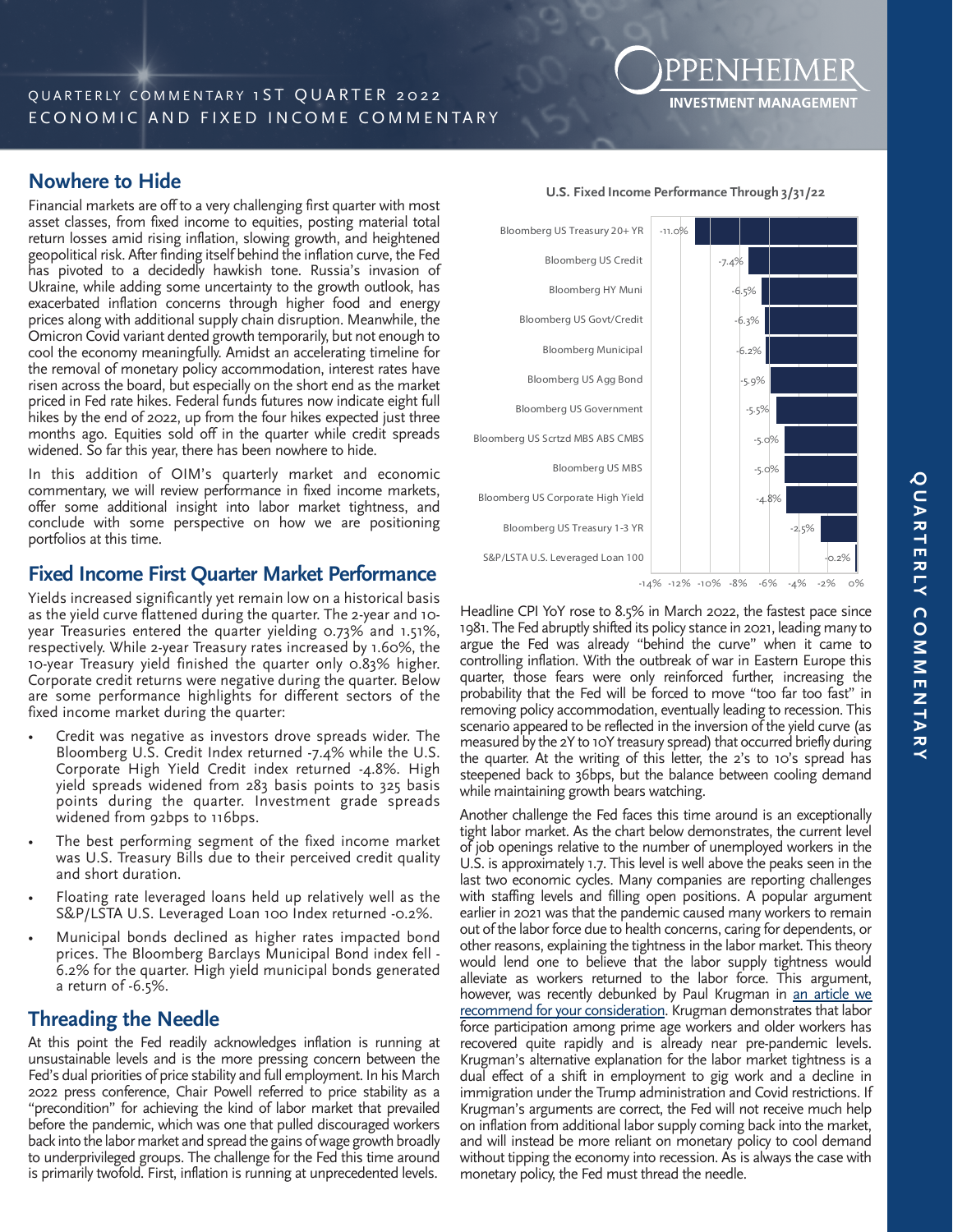QUARTERLY COMMENTARY 1ST QUARTER 2022
ECONOMIC AND FIXED INCOME COMMENTARY

OPPENHEIMER INVESTMENT MANAGEMENT

## Nowhere to Hide

Financial markets are off to a very challenging first quarter with most asset classes, from fixed income to equities, posting material total return losses amid rising inflation, slowing growth, and heightened geopolitical risk. After finding itself behind the inflation curve, the Fed has pivoted to a decidedly hawkish tone. Russia's invasion of Ukraine, while adding some uncertainty to the growth outlook, has exacerbated inflation concerns through higher food and energy prices along with additional supply chain disruption. Meanwhile, the Omicron Covid variant dented growth temporarily, but not enough to cool the economy meaningfully. Amidst an accelerating timeline for the removal of monetary policy accommodation, interest rates have risen across the board, but especially on the short end as the market priced in Fed rate hikes. Federal funds futures now indicate eight full hikes by the end of 2022, up from the four hikes expected just three months ago. Equities sold off in the quarter while credit spreads widened. So far this year, there has been nowhere to hide.

In this addition of OIM's quarterly market and economic commentary, we will review performance in fixed income markets, offer some additional insight into labor market tightness, and conclude with some perspective on how we are positioning portfolios at this time.

## Fixed Income First Quarter Market Performance

Yields increased significantly yet remain low on a historical basis as the yield curve flattened during the quarter. The 2-year and 10-year Treasuries entered the quarter yielding 0.73% and 1.51%, respectively. While 2-year Treasury rates increased by 1.60%, the 10-year Treasury yield finished the quarter only 0.83% higher. Corporate credit returns were negative during the quarter. Below are some performance highlights for different sectors of the fixed income market during the quarter:

- Credit was negative as investors drove spreads wider. The Bloomberg U.S. Credit Index returned -7.4% while the U.S. Corporate High Yield Credit index returned -4.8%. High yield spreads widened from 283 basis points to 325 basis points during the quarter. Investment grade spreads widened from 92bps to 116bps.
- The best performing segment of the fixed income market was U.S. Treasury Bills due to their perceived credit quality and short duration.
- Floating rate leveraged loans held up relatively well as the S&P/LSTA U.S. Leveraged Loan 100 Index returned -0.2%.
- Municipal bonds declined as higher rates impacted bond prices. The Bloomberg Barclays Municipal Bond index fell -6.2% for the quarter. High yield municipal bonds generated a return of -6.5%.

**U.S. Fixed Income Performance Through 3/31/22**

| Index | Return |
|---|---|
| Bloomberg US Treasury 20+ YR | -11.0% |
| Bloomberg US Credit | -7.4% |
| Bloomberg HY Muni | -6.5% |
| Bloomberg US Govt/Credit | -6.3% |
| Bloomberg Municipal | -6.2% |
| Bloomberg US Agg Bond | -5.9% |
| Bloomberg US Government | -5.5% |
| Bloomberg US Scrtzd MBS ABS CMBS | -5.0% |
| Bloomberg US MBS | -5.0% |
| Bloomberg US Corporate High Yield | -4.8% |
| Bloomberg US Treasury 1-3 YR | -2.5% |
| S&P/LSTA U.S. Leveraged Loan 100 | -0.2% |

## Threading the Needle

At this point the Fed readily acknowledges inflation is running at unsustainable levels and is the more pressing concern between the Fed's dual priorities of price stability and full employment. In his March 2022 press conference, Chair Powell referred to price stability as a "precondition" for achieving the kind of labor market that prevailed before the pandemic, which was one that pulled discouraged workers back into the labor market and spread the gains of wage growth broadly to underprivileged groups. The challenge for the Fed this time around is primarily twofold. First, inflation is running at unprecedented levels.

Headline CPI YoY rose to 8.5% in March 2022, the fastest pace since 1981. The Fed abruptly shifted its policy stance in 2021, leading many to argue the Fed was already "behind the curve" when it came to controlling inflation. With the outbreak of war in Eastern Europe this quarter, those fears were only reinforced further, increasing the probability that the Fed will be forced to move "too far too fast" in removing policy accommodation, eventually leading to recession. This scenario appeared to be reflected in the inversion of the yield curve (as measured by the 2Y to 10Y treasury spread) that occurred briefly during the quarter. At the writing of this letter, the 2's to 10's spread has steepened back to 36bps, but the balance between cooling demand while maintaining growth bears watching.

Another challenge the Fed faces this time around is an exceptionally tight labor market. As the chart below demonstrates, the current level of job openings relative to the number of unemployed workers in the U.S. is approximately 1.7. This level is well above the peaks seen in the last two economic cycles. Many companies are reporting challenges with staffing levels and filling open positions. A popular argument earlier in 2021 was that the pandemic caused many workers to remain out of the labor force due to health concerns, caring for dependents, or other reasons, explaining the tightness in the labor market. This theory would lend one to believe that the labor supply tightness would alleviate as workers returned to the labor force. This argument, however, was recently debunked by Paul Krugman in an article we recommend for your consideration. Krugman demonstrates that labor force participation among prime age workers and older workers has recovered quite rapidly and is already near pre-pandemic levels. Krugman's alternative explanation for the labor market tightness is a dual effect of a shift in employment to gig work and a decline in immigration under the Trump administration and Covid restrictions. If Krugman's arguments are correct, the Fed will not receive much help on inflation from additional labor supply coming back into the market, and will instead be more reliant on monetary policy to cool demand without tipping the economy into recession. As is always the case with monetary policy, the Fed must thread the needle.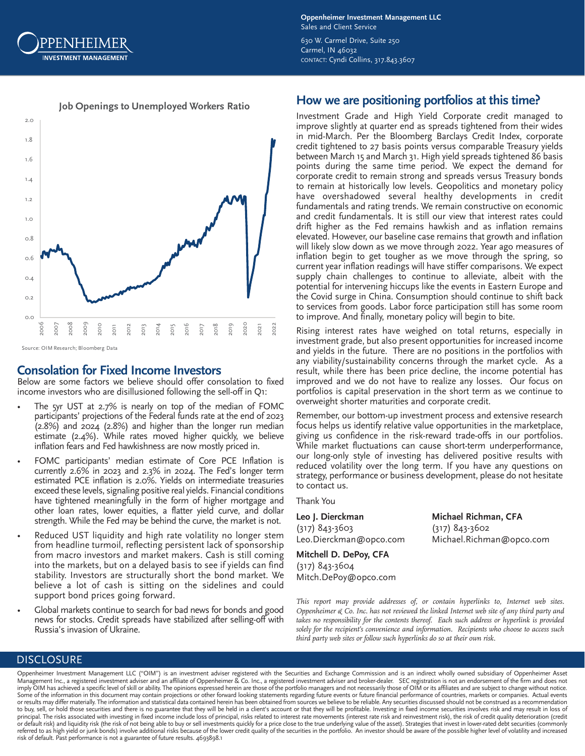**Oppenheimer Investment Management LLC**
Sales and Client Service

630 W. Carmel Drive, Suite 250
Carmel, IN 46032
CONTACT: Cyndi Collins, 317.843.3607

Job Openings to Unemployed Workers Ratio

2.0
1.8
1.6
1.4
1.2
1.0
0.8
0.6
0.4
0.2
0.0

2006 2007 2008 2009 2010 2011 2012 2013 2014 2015 2016 2017 2018 2019 2020 2021 2022

Source: OIM Research; Bloomberg Data

## Consolation for Fixed Income Investors

Below are some factors we believe should offer consolation to fixed income investors who are disillusioned following the sell-off in Q1:

- The 5yr UST at 2.7% is nearly on top of the median of FOMC participants' projections of the Federal funds rate at the end of 2023 (2.8%) and 2024 (2.8%) and higher than the longer run median estimate (2.4%). While rates moved higher quickly, we believe inflation fears and Fed hawkishness are now mostly priced in.
- FOMC participants' median estimate of Core PCE Inflation is currently 2.6% in 2023 and 2.3% in 2024. The Fed's longer term estimated PCE inflation is 2.0%. Yields on intermediate treasuries exceed these levels, signaling positive real yields. Financial conditions have tightened meaningfully in the form of higher mortgage and other loan rates, lower equities, a flatter yield curve, and dollar strength. While the Fed may be behind the curve, the market is not.
- Reduced UST liquidity and high rate volatility no longer stem from headline turmoil, reflecting persistent lack of sponsorship from macro investors and market makers. Cash is still coming into the markets, but on a delayed basis to see if yields can find stability. Investors are structurally short the bond market. We believe a lot of cash is sitting on the sidelines and could support bond prices going forward.
- Global markets continue to search for bad news for bonds and good news for stocks. Credit spreads have stabilized after selling-off with Russia's invasion of Ukraine.

## How we are positioning portfolios at this time?

Investment Grade and High Yield Corporate credit managed to improve slightly at quarter end as spreads tightened from their wides in mid-March. Per the Bloomberg Barclays Credit Index, corporate credit tightened to 27 basis points versus comparable Treasury yields between March 15 and March 31. High yield spreads tightened 86 basis points during the same time period. We expect the demand for corporate credit to remain strong and spreads versus Treasury bonds to remain at historically low levels. Geopolitics and monetary policy have overshadowed several healthy developments in credit fundamentals and rating trends. We remain constructive on economic and credit fundamentals. It is still our view that interest rates could drift higher as the Fed remains hawkish and as inflation remains elevated. However, our baseline case remains that growth and inflation will likely slow down as we move through 2022. Year ago measures of inflation begin to get tougher as we move through the spring, so current year inflation readings will have stiffer comparisons. We expect supply chain challenges to continue to alleviate, albeit with the potential for intervening hiccups like the events in Eastern Europe and the Covid surge in China. Consumption should continue to shift back to services from goods. Labor force participation still has some room to improve. And finally, monetary policy will begin to bite.

Rising interest rates have weighed on total returns, especially in investment grade, but also present opportunities for increased income and yields in the future. There are no positions in the portfolios with any viability/sustainability concerns through the market cycle. As a result, while there has been price decline, the income potential has improved and we do not have to realize any losses. Our focus on portfolios is capital preservation in the short term as we continue to overweight shorter maturities and corporate credit.

Remember, our bottom-up investment process and extensive research focus helps us identify relative value opportunities in the marketplace, giving us confidence in the risk-reward trade-offs in our portfolios. While market fluctuations can cause short-term underperformance, our long-only style of investing has delivered positive results with reduced volatility over the long term. If you have any questions on strategy, performance or business development, please do not hesitate to contact us.

Thank You

**Leo J. Dierckman**
(317) 843-3603
Leo.Dierckman@opco.com

**Michael Richman, CFA**
(317) 843-3602
Michael.Richman@opco.com

**Mitchell D. DePoy, CFA**
(317) 843-3604
Mitch.DePoy@opco.com

*This report may provide addresses of, or contain hyperlinks to, Internet web sites. Oppenheimer & Co. Inc. has not reviewed the linked Internet web site of any third party and takes no responsibility for the contents thereof. Each such address or hyperlink is provided solely for the recipient's convenience and information. Recipients who choose to access such third party web sites or follow such hyperlinks do so at their own risk.*

## DISCLOSURE

Oppenheimer Investment Management LLC ("OIM") is an investment adviser registered with the Securities and Exchange Commission and is an indirect wholly owned subsidiary of Oppenheimer Asset Management Inc., a registered investment adviser and an affiliate of Oppenheimer & Co. Inc., a registered investment adviser and broker-dealer. SEC registration is not an endorsement of the firm and does not imply OIM has achieved a specific level of skill or ability. The opinions expressed herein are those of the portfolio managers and not necessarily those of OIM or its affiliates and are subject to change without notice. Some of the information in this document may contain projections or other forward looking statements regarding future events or future financial performance of countries, markets or companies. Actual events or results may differ materially. The information and statistical data contained herein has been obtained from sources we believe to be reliable. Any securities discussed should not be construed as a recommendation to buy, sell, or hold those securities and there is no guarantee that they will be held in a client's account or that they will be profitable. Investing in fixed income securities involves risk and may result in loss of principal. The risks associated with investing in fixed income include loss of principal, risks related to interest rate movements (interest rate risk and reinvestment risk), the risk of credit quality deterioration (credit or default risk) and liquidity risk (the risk of not being able to buy or sell investments quickly for a price close to the true underlying value of the asset). Strategies that invest in lower-rated debt securities (commonly referred to as high yield or junk bonds) involve additional risks because of the lower credit quality of the securities in the portfolio. An investor should be aware of the possible higher level of volatility and increased risk of default. Past performance is not a guarantee of future results. 4693898.1